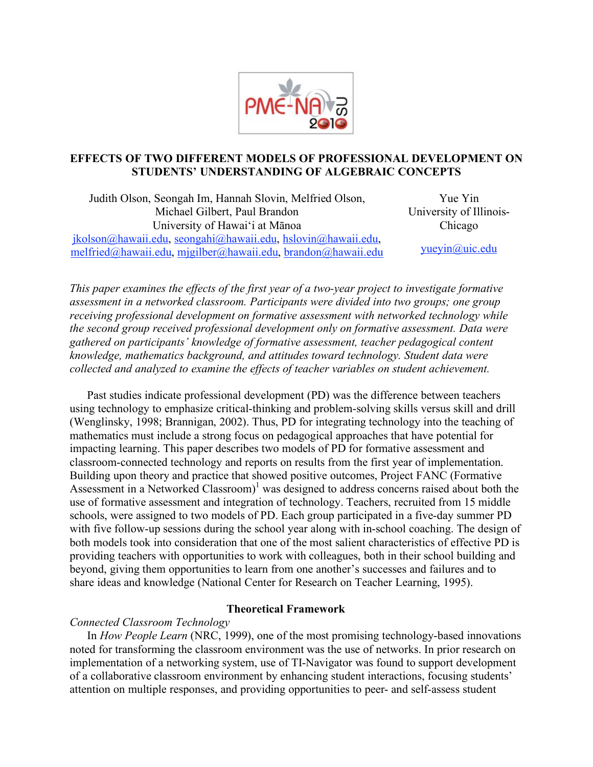# EFFECTS OF TWO DIFFERENT MODELS OF PROFESSIONAL DEVELOPMENT ON STUDENTS' UNDERSTANDING OF ALGEBRAIC CONCEPTS

Judith Olson, Seongah Im, Hannah Slovin, Melfried Olson, Michael Gilbert, Paul Brandon
University of Hawai'i at Mānoa
jkolson@hawaii.edu, seongahi@hawaii.edu, hslovin@hawaii.edu, melfried@hawaii.edu, mjgilber@hawaii.edu, brandon@hawaii.edu

Yue Yin
University of Illinois-Chicago
yueyin@uic.edu

*This paper examines the effects of the first year of a two-year project to investigate formative assessment in a networked classroom. Participants were divided into two groups; one group receiving professional development on formative assessment with networked technology while the second group received professional development only on formative assessment. Data were gathered on participants' knowledge of formative assessment, teacher pedagogical content knowledge, mathematics background, and attitudes toward technology. Student data were collected and analyzed to examine the effects of teacher variables on student achievement.*

Past studies indicate professional development (PD) was the difference between teachers using technology to emphasize critical-thinking and problem-solving skills versus skill and drill (Wenglinsky, 1998; Brannigan, 2002). Thus, PD for integrating technology into the teaching of mathematics must include a strong focus on pedagogical approaches that have potential for impacting learning. This paper describes two models of PD for formative assessment and classroom-connected technology and reports on results from the first year of implementation. Building upon theory and practice that showed positive outcomes, Project FANC (Formative Assessment in a Networked Classroom)[1] was designed to address concerns raised about both the use of formative assessment and integration of technology. Teachers, recruited from 15 middle schools, were assigned to two models of PD. Each group participated in a five-day summer PD with five follow-up sessions during the school year along with in-school coaching. The design of both models took into consideration that one of the most salient characteristics of effective PD is providing teachers with opportunities to work with colleagues, both in their school building and beyond, giving them opportunities to learn from one another's successes and failures and to share ideas and knowledge (National Center for Research on Teacher Learning, 1995).

## Theoretical Framework

*Connected Classroom Technology*

In *How People Learn* (NRC, 1999), one of the most promising technology-based innovations noted for transforming the classroom environment was the use of networks. In prior research on implementation of a networking system, use of TI-Navigator was found to support development of a collaborative classroom environment by enhancing student interactions, focusing students' attention on multiple responses, and providing opportunities to peer- and self-assess student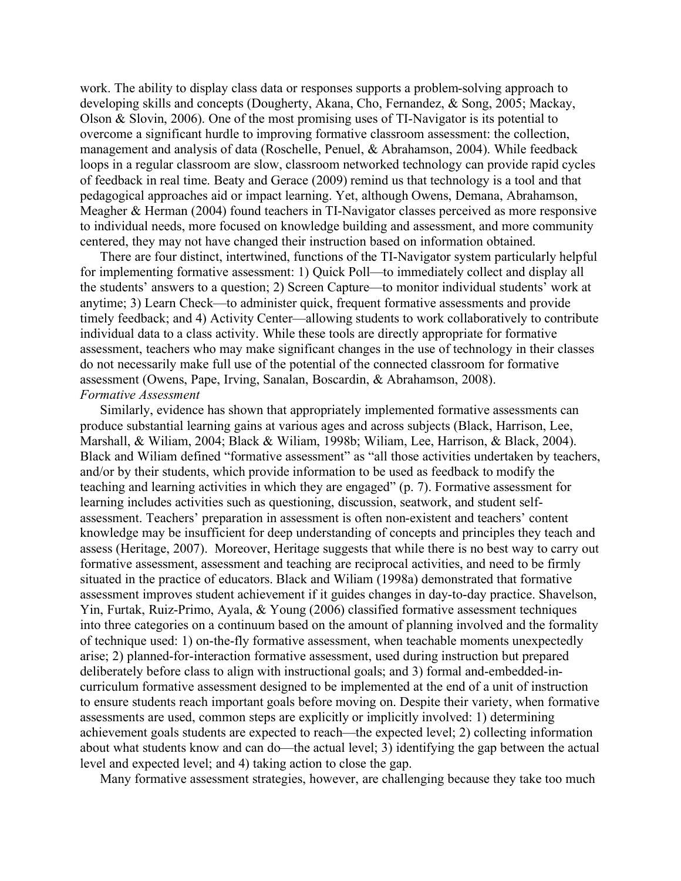work. The ability to display class data or responses supports a problem-solving approach to developing skills and concepts (Dougherty, Akana, Cho, Fernandez, & Song, 2005; Mackay, Olson & Slovin, 2006). One of the most promising uses of TI-Navigator is its potential to overcome a significant hurdle to improving formative classroom assessment: the collection, management and analysis of data (Roschelle, Penuel, & Abrahamson, 2004). While feedback loops in a regular classroom are slow, classroom networked technology can provide rapid cycles of feedback in real time. Beaty and Gerace (2009) remind us that technology is a tool and that pedagogical approaches aid or impact learning. Yet, although Owens, Demana, Abrahamson, Meagher & Herman (2004) found teachers in TI-Navigator classes perceived as more responsive to individual needs, more focused on knowledge building and assessment, and more community centered, they may not have changed their instruction based on information obtained.

There are four distinct, intertwined, functions of the TI-Navigator system particularly helpful for implementing formative assessment: 1) Quick Poll—to immediately collect and display all the students' answers to a question; 2) Screen Capture—to monitor individual students' work at anytime; 3) Learn Check—to administer quick, frequent formative assessments and provide timely feedback; and 4) Activity Center—allowing students to work collaboratively to contribute individual data to a class activity. While these tools are directly appropriate for formative assessment, teachers who may make significant changes in the use of technology in their classes do not necessarily make full use of the potential of the connected classroom for formative assessment (Owens, Pape, Irving, Sanalan, Boscardin, & Abrahamson, 2008).

*Formative Assessment*

Similarly, evidence has shown that appropriately implemented formative assessments can produce substantial learning gains at various ages and across subjects (Black, Harrison, Lee, Marshall, & Wiliam, 2004; Black & Wiliam, 1998b; Wiliam, Lee, Harrison, & Black, 2004). Black and Wiliam defined "formative assessment" as "all those activities undertaken by teachers, and/or by their students, which provide information to be used as feedback to modify the teaching and learning activities in which they are engaged" (p. 7). Formative assessment for learning includes activities such as questioning, discussion, seatwork, and student self-assessment. Teachers' preparation in assessment is often non-existent and teachers' content knowledge may be insufficient for deep understanding of concepts and principles they teach and assess (Heritage, 2007). Moreover, Heritage suggests that while there is no best way to carry out formative assessment, assessment and teaching are reciprocal activities, and need to be firmly situated in the practice of educators. Black and Wiliam (1998a) demonstrated that formative assessment improves student achievement if it guides changes in day-to-day practice. Shavelson, Yin, Furtak, Ruiz-Primo, Ayala, & Young (2006) classified formative assessment techniques into three categories on a continuum based on the amount of planning involved and the formality of technique used: 1) on-the-fly formative assessment, when teachable moments unexpectedly arise; 2) planned-for-interaction formative assessment, used during instruction but prepared deliberately before class to align with instructional goals; and 3) formal and-embedded-in-curriculum formative assessment designed to be implemented at the end of a unit of instruction to ensure students reach important goals before moving on. Despite their variety, when formative assessments are used, common steps are explicitly or implicitly involved: 1) determining achievement goals students are expected to reach—the expected level; 2) collecting information about what students know and can do—the actual level; 3) identifying the gap between the actual level and expected level; and 4) taking action to close the gap.

Many formative assessment strategies, however, are challenging because they take too much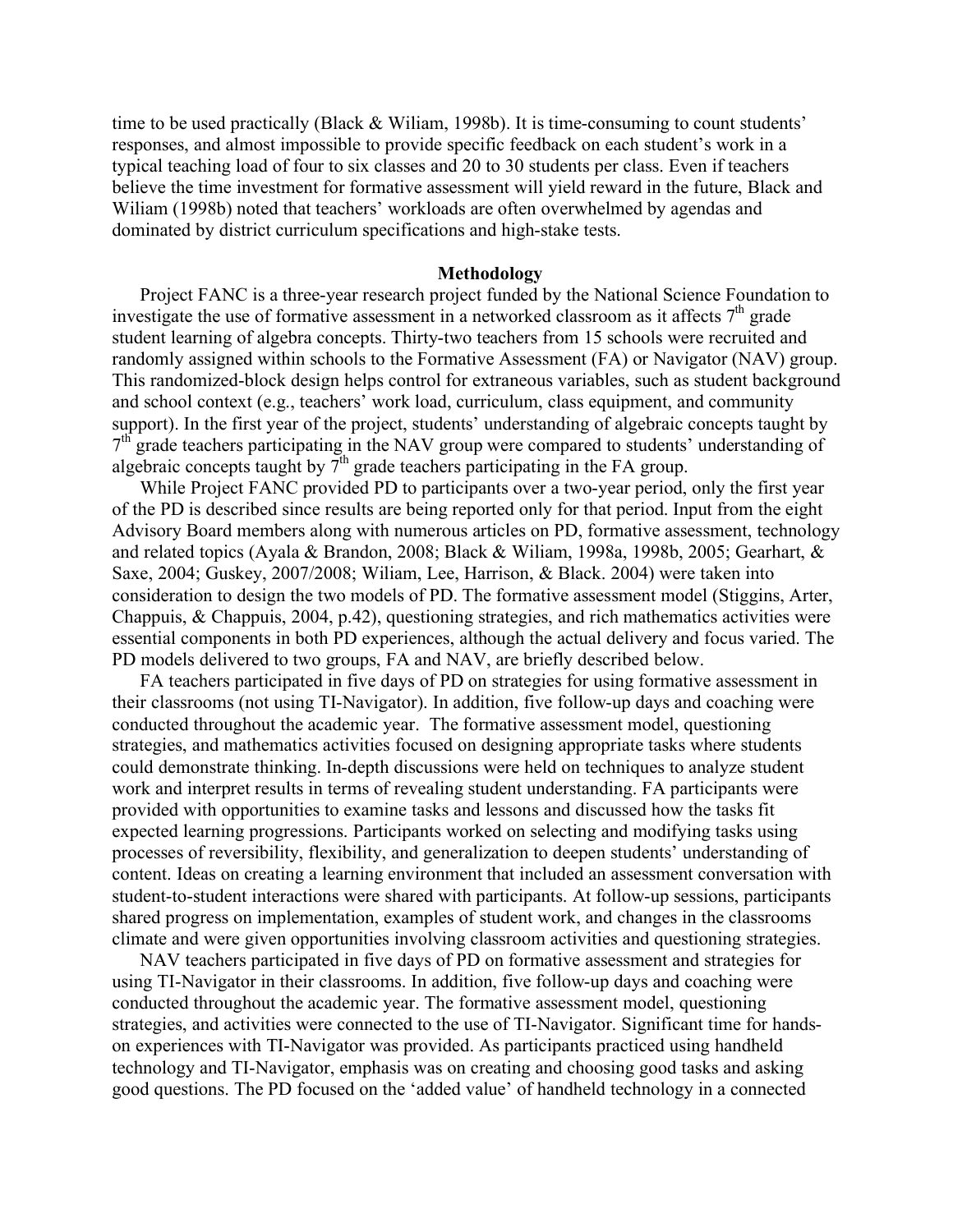time to be used practically (Black & Wiliam, 1998b). It is time-consuming to count students' responses, and almost impossible to provide specific feedback on each student's work in a typical teaching load of four to six classes and 20 to 30 students per class. Even if teachers believe the time investment for formative assessment will yield reward in the future, Black and Wiliam (1998b) noted that teachers' workloads are often overwhelmed by agendas and dominated by district curriculum specifications and high-stake tests.

## Methodology

Project FANC is a three-year research project funded by the National Science Foundation to investigate the use of formative assessment in a networked classroom as it affects 7th grade student learning of algebra concepts. Thirty-two teachers from 15 schools were recruited and randomly assigned within schools to the Formative Assessment (FA) or Navigator (NAV) group. This randomized-block design helps control for extraneous variables, such as student background and school context (e.g., teachers' work load, curriculum, class equipment, and community support). In the first year of the project, students' understanding of algebraic concepts taught by 7th grade teachers participating in the NAV group were compared to students' understanding of algebraic concepts taught by 7th grade teachers participating in the FA group.

While Project FANC provided PD to participants over a two-year period, only the first year of the PD is described since results are being reported only for that period. Input from the eight Advisory Board members along with numerous articles on PD, formative assessment, technology and related topics (Ayala & Brandon, 2008; Black & Wiliam, 1998a, 1998b, 2005; Gearhart, & Saxe, 2004; Guskey, 2007/2008; Wiliam, Lee, Harrison, & Black. 2004) were taken into consideration to design the two models of PD. The formative assessment model (Stiggins, Arter, Chappuis, & Chappuis, 2004, p.42), questioning strategies, and rich mathematics activities were essential components in both PD experiences, although the actual delivery and focus varied. The PD models delivered to two groups, FA and NAV, are briefly described below.

FA teachers participated in five days of PD on strategies for using formative assessment in their classrooms (not using TI-Navigator). In addition, five follow-up days and coaching were conducted throughout the academic year. The formative assessment model, questioning strategies, and mathematics activities focused on designing appropriate tasks where students could demonstrate thinking. In-depth discussions were held on techniques to analyze student work and interpret results in terms of revealing student understanding. FA participants were provided with opportunities to examine tasks and lessons and discussed how the tasks fit expected learning progressions. Participants worked on selecting and modifying tasks using processes of reversibility, flexibility, and generalization to deepen students' understanding of content. Ideas on creating a learning environment that included an assessment conversation with student-to-student interactions were shared with participants. At follow-up sessions, participants shared progress on implementation, examples of student work, and changes in the classrooms climate and were given opportunities involving classroom activities and questioning strategies.

NAV teachers participated in five days of PD on formative assessment and strategies for using TI-Navigator in their classrooms. In addition, five follow-up days and coaching were conducted throughout the academic year. The formative assessment model, questioning strategies, and activities were connected to the use of TI-Navigator. Significant time for hands-on experiences with TI-Navigator was provided. As participants practiced using handheld technology and TI-Navigator, emphasis was on creating and choosing good tasks and asking good questions. The PD focused on the 'added value' of handheld technology in a connected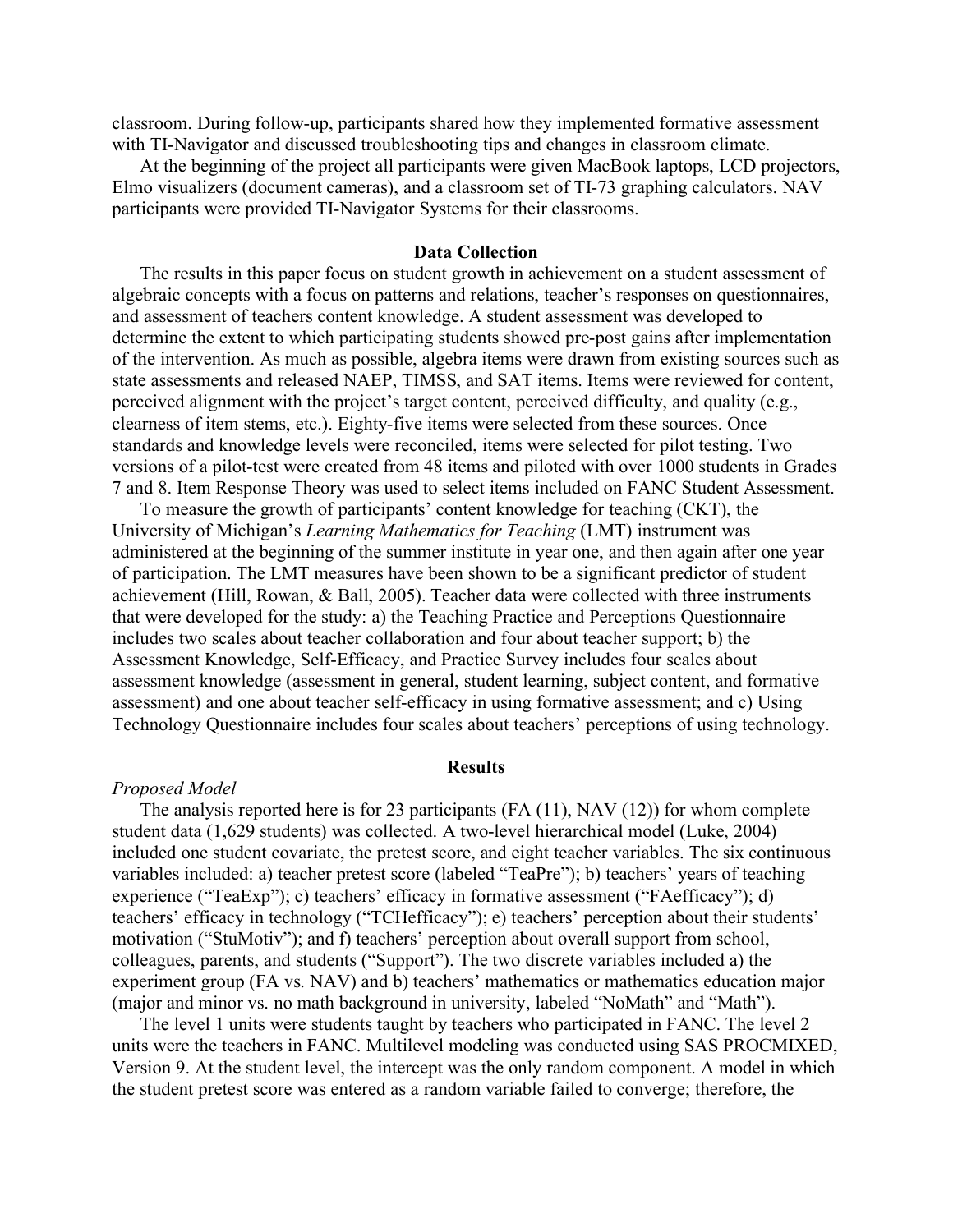classroom. During follow-up, participants shared how they implemented formative assessment with TI-Navigator and discussed troubleshooting tips and changes in classroom climate.

At the beginning of the project all participants were given MacBook laptops, LCD projectors, Elmo visualizers (document cameras), and a classroom set of TI-73 graphing calculators. NAV participants were provided TI-Navigator Systems for their classrooms.

## Data Collection

The results in this paper focus on student growth in achievement on a student assessment of algebraic concepts with a focus on patterns and relations, teacher's responses on questionnaires, and assessment of teachers content knowledge. A student assessment was developed to determine the extent to which participating students showed pre-post gains after implementation of the intervention. As much as possible, algebra items were drawn from existing sources such as state assessments and released NAEP, TIMSS, and SAT items. Items were reviewed for content, perceived alignment with the project's target content, perceived difficulty, and quality (e.g., clearness of item stems, etc.). Eighty-five items were selected from these sources. Once standards and knowledge levels were reconciled, items were selected for pilot testing. Two versions of a pilot-test were created from 48 items and piloted with over 1000 students in Grades 7 and 8. Item Response Theory was used to select items included on FANC Student Assessment.

To measure the growth of participants' content knowledge for teaching (CKT), the University of Michigan's *Learning Mathematics for Teaching* (LMT) instrument was administered at the beginning of the summer institute in year one, and then again after one year of participation. The LMT measures have been shown to be a significant predictor of student achievement (Hill, Rowan, & Ball, 2005). Teacher data were collected with three instruments that were developed for the study: a) the Teaching Practice and Perceptions Questionnaire includes two scales about teacher collaboration and four about teacher support; b) the Assessment Knowledge, Self-Efficacy, and Practice Survey includes four scales about assessment knowledge (assessment in general, student learning, subject content, and formative assessment) and one about teacher self-efficacy in using formative assessment; and c) Using Technology Questionnaire includes four scales about teachers' perceptions of using technology.

## Results

### *Proposed Model*

The analysis reported here is for 23 participants (FA (11), NAV (12)) for whom complete student data (1,629 students) was collected. A two-level hierarchical model (Luke, 2004) included one student covariate, the pretest score, and eight teacher variables. The six continuous variables included: a) teacher pretest score (labeled "TeaPre"); b) teachers' years of teaching experience ("TeaExp"); c) teachers' efficacy in formative assessment ("FAefficacy"); d) teachers' efficacy in technology ("TCHefficacy"); e) teachers' perception about their students' motivation ("StuMotiv"); and f) teachers' perception about overall support from school, colleagues, parents, and students ("Support"). The two discrete variables included a) the experiment group (FA vs. NAV) and b) teachers' mathematics or mathematics education major (major and minor vs. no math background in university, labeled "NoMath" and "Math").

The level 1 units were students taught by teachers who participated in FANC. The level 2 units were the teachers in FANC. Multilevel modeling was conducted using SAS PROCMIXED, Version 9. At the student level, the intercept was the only random component. A model in which the student pretest score was entered as a random variable failed to converge; therefore, the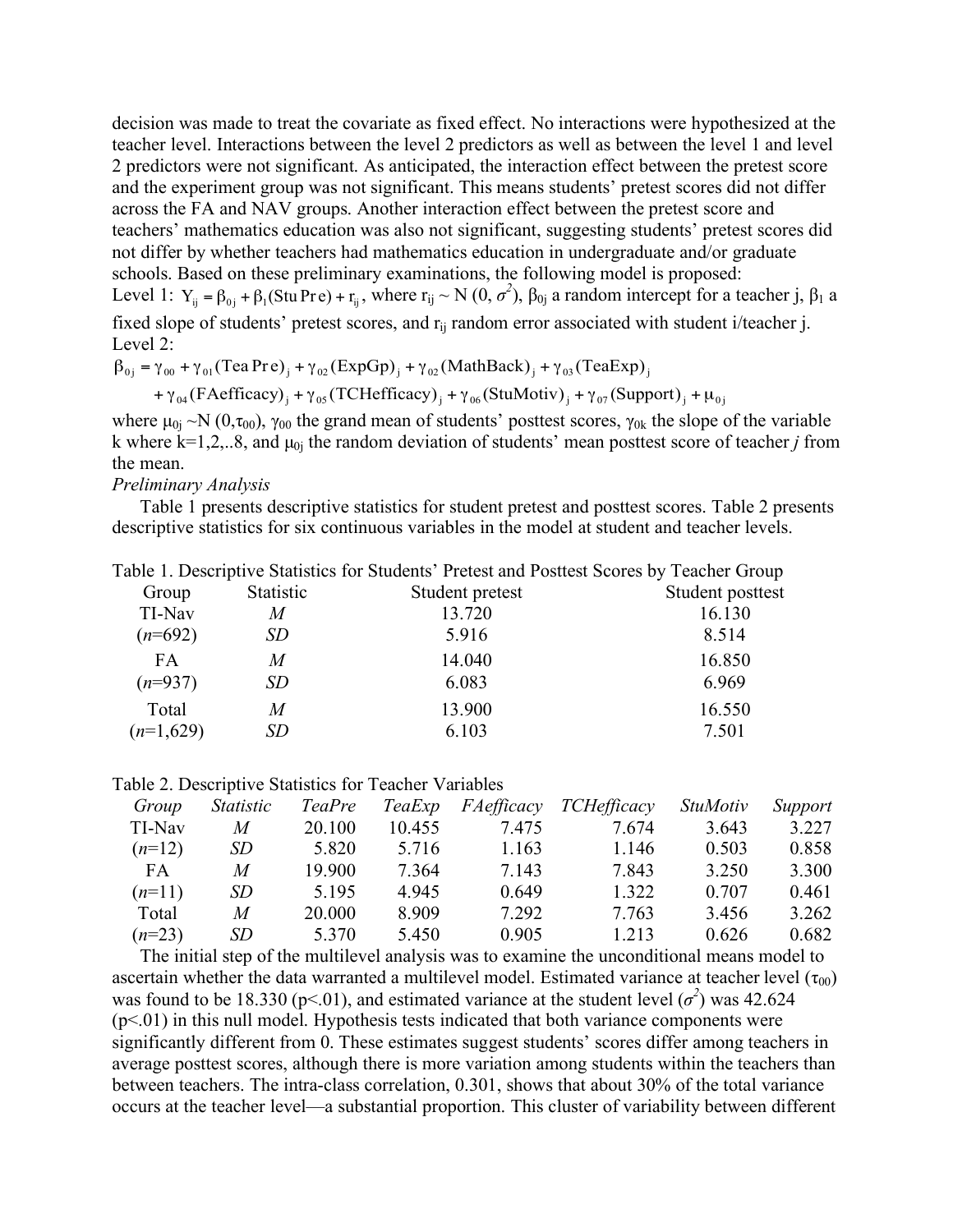decision was made to treat the covariate as fixed effect. No interactions were hypothesized at the teacher level. Interactions between the level 2 predictors as well as between the level 1 and level 2 predictors were not significant. As anticipated, the interaction effect between the pretest score and the experiment group was not significant. This means students' pretest scores did not differ across the FA and NAV groups. Another interaction effect between the pretest score and teachers' mathematics education was also not significant, suggesting students' pretest scores did not differ by whether teachers had mathematics education in undergraduate and/or graduate schools. Based on these preliminary examinations, the following model is proposed:

Level 1: $Y_{ij} = \beta_{0j} + \beta_1(\text{StuPre}) + r_{ij}$, where $r_{ij} \sim N(0, \sigma^2)$, $\beta_{0j}$ a random intercept for a teacher j, $\beta_1$ a fixed slope of students' pretest scores, and $r_{ij}$ random error associated with student i/teacher j.

Level 2:

$$\beta_{0j} = \gamma_{00} + \gamma_{01}(\text{TeaPre})_j + \gamma_{02}(\text{ExpGp})_j + \gamma_{02}(\text{MathBack})_j + \gamma_{03}(\text{TeaExp})_j$$
$$+ \gamma_{04}(\text{FAefficacy})_j + \gamma_{05}(\text{TCHefficacy})_j + \gamma_{06}(\text{StuMotiv})_j + \gamma_{07}(\text{Support})_j + \mu_{0j}$$

where $\mu_{0j} \sim N(0,\tau_{00})$, $\gamma_{00}$ the grand mean of students' posttest scores, $\gamma_{0k}$ the slope of the variable k where k=1,2,..8, and $\mu_{0j}$ the random deviation of students' mean posttest score of teacher *j* from the mean.

*Preliminary Analysis*

Table 1 presents descriptive statistics for student pretest and posttest scores. Table 2 presents descriptive statistics for six continuous variables in the model at student and teacher levels.

Table 1. Descriptive Statistics for Students' Pretest and Posttest Scores by Teacher Group

| Group | Statistic | Student pretest | Student posttest |
|---|---|---|---|
| TI-Nav | *M* | 13.720 | 16.130 |
| (*n*=692) | *SD* | 5.916 | 8.514 |
| FA | *M* | 14.040 | 16.850 |
| (*n*=937) | *SD* | 6.083 | 6.969 |
| Total | *M* | 13.900 | 16.550 |
| (*n*=1,629) | *SD* | 6.103 | 7.501 |

Table 2. Descriptive Statistics for Teacher Variables

| *Group* | *Statistic* | *TeaPre* | *TeaExp* | *FAefficacy* | *TCHefficacy* | *StuMotiv* | *Support* |
|---|---|---|---|---|---|---|---|
| TI-Nav | *M* | 20.100 | 10.455 | 7.475 | 7.674 | 3.643 | 3.227 |
| (*n*=12) | *SD* | 5.820 | 5.716 | 1.163 | 1.146 | 0.503 | 0.858 |
| FA | *M* | 19.900 | 7.364 | 7.143 | 7.843 | 3.250 | 3.300 |
| (*n*=11) | *SD* | 5.195 | 4.945 | 0.649 | 1.322 | 0.707 | 0.461 |
| Total | *M* | 20.000 | 8.909 | 7.292 | 7.763 | 3.456 | 3.262 |
| (*n*=23) | *SD* | 5.370 | 5.450 | 0.905 | 1.213 | 0.626 | 0.682 |

The initial step of the multilevel analysis was to examine the unconditional means model to ascertain whether the data warranted a multilevel model. Estimated variance at teacher level ($\tau_{00}$) was found to be 18.330 ($p<.01$), and estimated variance at the student level ($\sigma^2$) was 42.624 ($p<.01$) in this null model. Hypothesis tests indicated that both variance components were significantly different from 0. These estimates suggest students' scores differ among teachers in average posttest scores, although there is more variation among students within the teachers than between teachers. The intra-class correlation, 0.301, shows that about 30% of the total variance occurs at the teacher level—a substantial proportion. This cluster of variability between different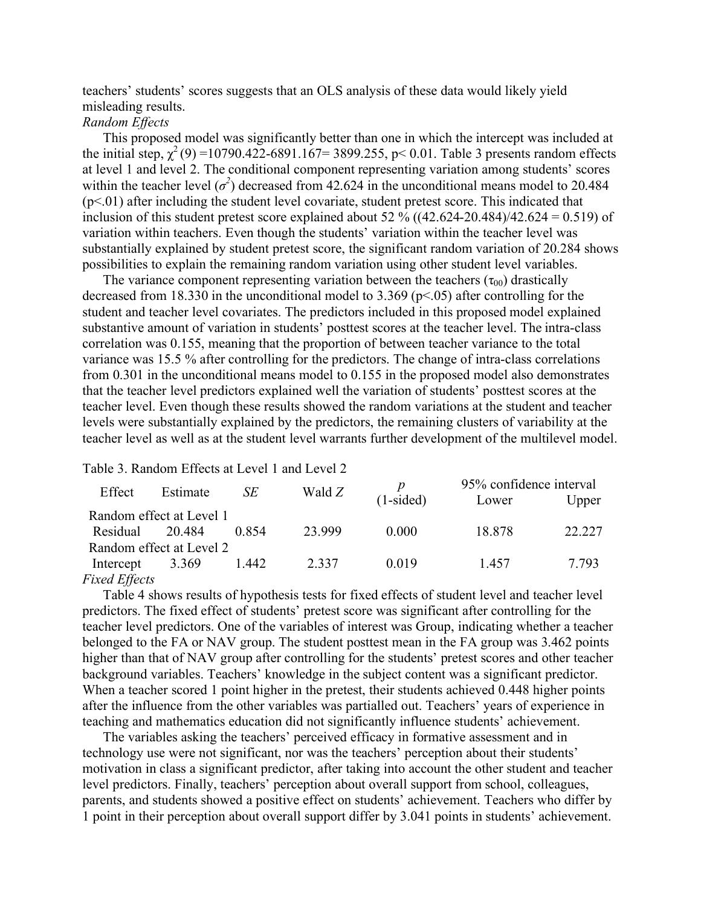teachers' students' scores suggests that an OLS analysis of these data would likely yield misleading results.

*Random Effects*

This proposed model was significantly better than one in which the intercept was included at the initial step, $\chi^2$ (9) =10790.422-6891.167= 3899.255, p< 0.01. Table 3 presents random effects at level 1 and level 2. The conditional component representing variation among students' scores within the teacher level ($\sigma^2$) decreased from 42.624 in the unconditional means model to 20.484 (p<.01) after including the student level covariate, student pretest score. This indicated that inclusion of this student pretest score explained about 52 % ((42.624-20.484)/42.624 = 0.519) of variation within teachers. Even though the students' variation within the teacher level was substantially explained by student pretest score, the significant random variation of 20.284 shows possibilities to explain the remaining random variation using other student level variables.

The variance component representing variation between the teachers ($\tau_{00}$) drastically decreased from 18.330 in the unconditional model to 3.369 (p<.05) after controlling for the student and teacher level covariates. The predictors included in this proposed model explained substantive amount of variation in students' posttest scores at the teacher level. The intra-class correlation was 0.155, meaning that the proportion of between teacher variance to the total variance was 15.5 % after controlling for the predictors. The change of intra-class correlations from 0.301 in the unconditional means model to 0.155 in the proposed model also demonstrates that the teacher level predictors explained well the variation of students' posttest scores at the teacher level. Even though these results showed the random variations at the student and teacher levels were substantially explained by the predictors, the remaining clusters of variability at the teacher level as well as at the student level warrants further development of the multilevel model.

Table 3. Random Effects at Level 1 and Level 2

| Effect | Estimate | *SE* | Wald *Z* | *p* (1-sided) | 95% confidence interval Lower | Upper |
|---|---|---|---|---|---|---|
| Random effect at Level 1 | | | | | | |
| Residual | 20.484 | 0.854 | 23.999 | 0.000 | 18.878 | 22.227 |
| Random effect at Level 2 | | | | | | |
| Intercept | 3.369 | 1.442 | 2.337 | 0.019 | 1.457 | 7.793 |

*Fixed Effects*

Table 4 shows results of hypothesis tests for fixed effects of student level and teacher level predictors. The fixed effect of students' pretest score was significant after controlling for the teacher level predictors. One of the variables of interest was Group, indicating whether a teacher belonged to the FA or NAV group. The student posttest mean in the FA group was 3.462 points higher than that of NAV group after controlling for the students' pretest scores and other teacher background variables. Teachers' knowledge in the subject content was a significant predictor. When a teacher scored 1 point higher in the pretest, their students achieved 0.448 higher points after the influence from the other variables was partialled out. Teachers' years of experience in teaching and mathematics education did not significantly influence students' achievement.

The variables asking the teachers' perceived efficacy in formative assessment and in technology use were not significant, nor was the teachers' perception about their students' motivation in class a significant predictor, after taking into account the other student and teacher level predictors. Finally, teachers' perception about overall support from school, colleagues, parents, and students showed a positive effect on students' achievement. Teachers who differ by 1 point in their perception about overall support differ by 3.041 points in students' achievement.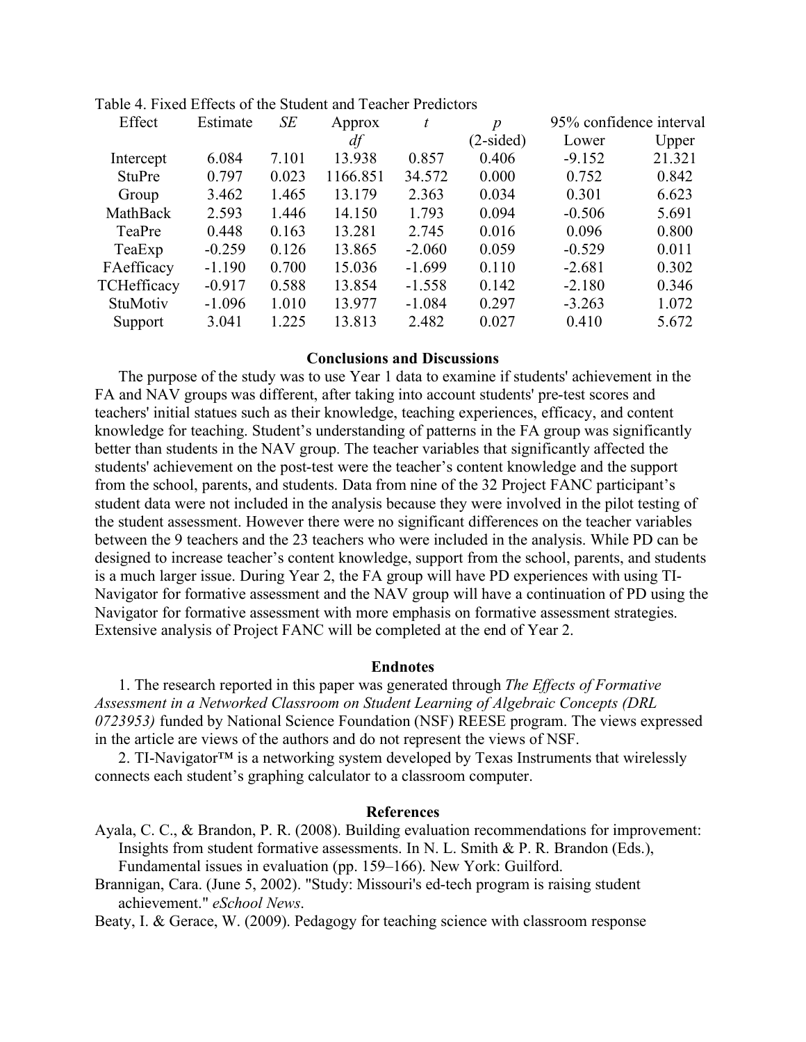Table 4. Fixed Effects of the Student and Teacher Predictors

| Effect | Estimate | *SE* | Approx *df* | *t* | *p* (2-sided) | 95% confidence interval Lower | Upper |
|---|---|---|---|---|---|---|---|
| Intercept | 6.084 | 7.101 | 13.938 | 0.857 | 0.406 | -9.152 | 21.321 |
| StuPre | 0.797 | 0.023 | 1166.851 | 34.572 | 0.000 | 0.752 | 0.842 |
| Group | 3.462 | 1.465 | 13.179 | 2.363 | 0.034 | 0.301 | 6.623 |
| MathBack | 2.593 | 1.446 | 14.150 | 1.793 | 0.094 | -0.506 | 5.691 |
| TeaPre | 0.448 | 0.163 | 13.281 | 2.745 | 0.016 | 0.096 | 0.800 |
| TeaExp | -0.259 | 0.126 | 13.865 | -2.060 | 0.059 | -0.529 | 0.011 |
| FAefficacy | -1.190 | 0.700 | 15.036 | -1.699 | 0.110 | -2.681 | 0.302 |
| TCHefficacy | -0.917 | 0.588 | 13.854 | -1.558 | 0.142 | -2.180 | 0.346 |
| StuMotiv | -1.096 | 1.010 | 13.977 | -1.084 | 0.297 | -3.263 | 1.072 |
| Support | 3.041 | 1.225 | 13.813 | 2.482 | 0.027 | 0.410 | 5.672 |

## Conclusions and Discussions

The purpose of the study was to use Year 1 data to examine if students' achievement in the FA and NAV groups was different, after taking into account students' pre-test scores and teachers' initial statues such as their knowledge, teaching experiences, efficacy, and content knowledge for teaching. Student's understanding of patterns in the FA group was significantly better than students in the NAV group. The teacher variables that significantly affected the students' achievement on the post-test were the teacher's content knowledge and the support from the school, parents, and students. Data from nine of the 32 Project FANC participant's student data were not included in the analysis because they were involved in the pilot testing of the student assessment. However there were no significant differences on the teacher variables between the 9 teachers and the 23 teachers who were included in the analysis. While PD can be designed to increase teacher's content knowledge, support from the school, parents, and students is a much larger issue. During Year 2, the FA group will have PD experiences with using TI-Navigator for formative assessment and the NAV group will have a continuation of PD using the Navigator for formative assessment with more emphasis on formative assessment strategies. Extensive analysis of Project FANC will be completed at the end of Year 2.

## Endnotes

1. The research reported in this paper was generated through *The Effects of Formative Assessment in a Networked Classroom on Student Learning of Algebraic Concepts (DRL 0723953)* funded by National Science Foundation (NSF) REESE program. The views expressed in the article are views of the authors and do not represent the views of NSF.

2. TI-Navigator™ is a networking system developed by Texas Instruments that wirelessly connects each student's graphing calculator to a classroom computer.

## References

Ayala, C. C., & Brandon, P. R. (2008). Building evaluation recommendations for improvement: Insights from student formative assessments. In N. L. Smith & P. R. Brandon (Eds.), Fundamental issues in evaluation (pp. 159–166). New York: Guilford.

Brannigan, Cara. (June 5, 2002). "Study: Missouri's ed-tech program is raising student achievement." *eSchool News*.

Beaty, I. & Gerace, W. (2009). Pedagogy for teaching science with classroom response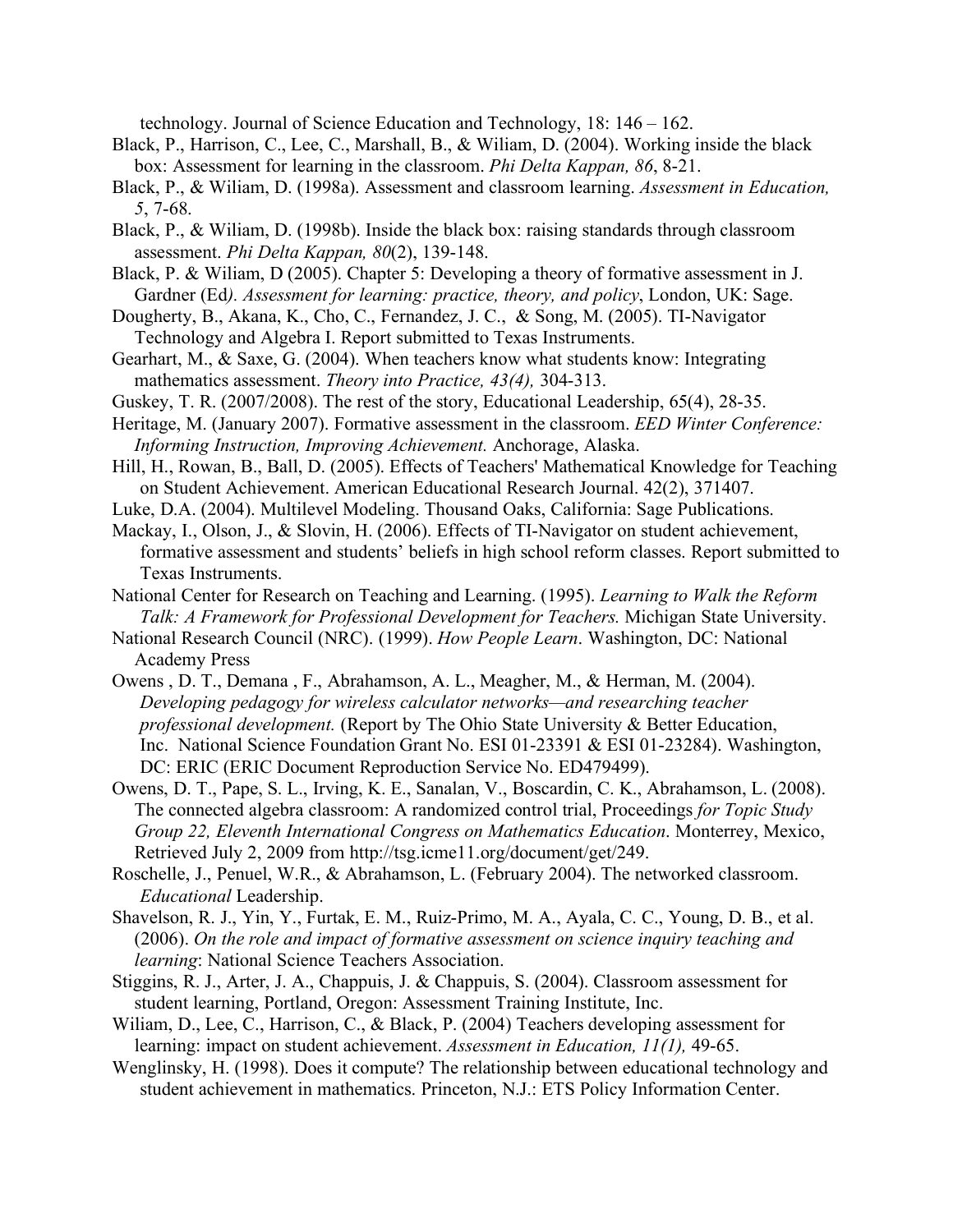technology. Journal of Science Education and Technology, 18: 146 – 162.

Black, P., Harrison, C., Lee, C., Marshall, B., & Wiliam, D. (2004). Working inside the black box: Assessment for learning in the classroom. *Phi Delta Kappan, 86*, 8-21.

Black, P., & Wiliam, D. (1998a). Assessment and classroom learning. *Assessment in Education, 5*, 7-68.

Black, P., & Wiliam, D. (1998b). Inside the black box: raising standards through classroom assessment. *Phi Delta Kappan, 80*(2), 139-148.

Black, P. & Wiliam, D (2005). Chapter 5: Developing a theory of formative assessment in J. Gardner (Ed*). Assessment for learning: practice, theory, and policy*, London, UK: Sage.

Dougherty, B., Akana, K., Cho, C., Fernandez, J. C., & Song, M. (2005). TI-Navigator Technology and Algebra I. Report submitted to Texas Instruments.

Gearhart, M., & Saxe, G. (2004). When teachers know what students know: Integrating mathematics assessment. *Theory into Practice, 43(4),* 304-313.

Guskey, T. R. (2007/2008). The rest of the story, Educational Leadership, 65(4), 28-35.

Heritage, M. (January 2007). Formative assessment in the classroom. *EED Winter Conference: Informing Instruction, Improving Achievement.* Anchorage, Alaska.

Hill, H., Rowan, B., Ball, D. (2005). Effects of Teachers' Mathematical Knowledge for Teaching on Student Achievement. American Educational Research Journal. 42(2), 371407.

Luke, D.A. (2004). Multilevel Modeling. Thousand Oaks, California: Sage Publications.

Mackay, I., Olson, J., & Slovin, H. (2006). Effects of TI-Navigator on student achievement, formative assessment and students' beliefs in high school reform classes. Report submitted to Texas Instruments.

National Center for Research on Teaching and Learning. (1995). *Learning to Walk the Reform Talk: A Framework for Professional Development for Teachers.* Michigan State University.

National Research Council (NRC). (1999). *How People Learn*. Washington, DC: National Academy Press

Owens , D. T., Demana , F., Abrahamson, A. L., Meagher, M., & Herman, M. (2004). *Developing pedagogy for wireless calculator networks—and researching teacher professional development.* (Report by The Ohio State University & Better Education, Inc. National Science Foundation Grant No. ESI 01-23391 & ESI 01-23284). Washington, DC: ERIC (ERIC Document Reproduction Service No. ED479499).

Owens, D. T., Pape, S. L., Irving, K. E., Sanalan, V., Boscardin, C. K., Abrahamson, L. (2008). The connected algebra classroom: A randomized control trial, Proceedings *for Topic Study Group 22, Eleventh International Congress on Mathematics Education*. Monterrey, Mexico, Retrieved July 2, 2009 from http://tsg.icme11.org/document/get/249.

Roschelle, J., Penuel, W.R., & Abrahamson, L. (February 2004). The networked classroom. *Educational* Leadership.

Shavelson, R. J., Yin, Y., Furtak, E. M., Ruiz-Primo, M. A., Ayala, C. C., Young, D. B., et al. (2006). *On the role and impact of formative assessment on science inquiry teaching and learning*: National Science Teachers Association.

Stiggins, R. J., Arter, J. A., Chappuis, J. & Chappuis, S. (2004). Classroom assessment for student learning, Portland, Oregon: Assessment Training Institute, Inc.

Wiliam, D., Lee, C., Harrison, C., & Black, P. (2004) Teachers developing assessment for learning: impact on student achievement. *Assessment in Education, 11(1),* 49-65.

Wenglinsky, H. (1998). Does it compute? The relationship between educational technology and student achievement in mathematics. Princeton, N.J.: ETS Policy Information Center.